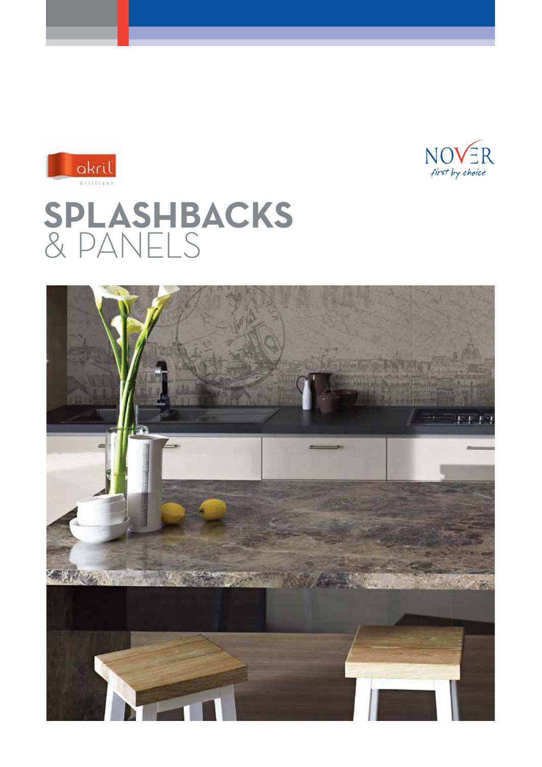akril

brilliant

NOVER

*first by choice*

# SPLASHBACKS
# & PANELS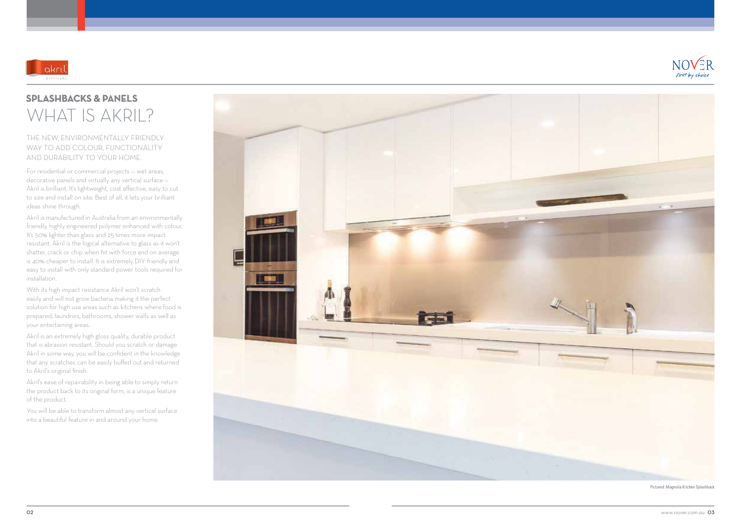## SPLASHBACKS & PANELS

# WHAT IS AKRIL?

THE NEW, ENVIRONMENTALLY FRIENDLY WAY TO ADD COLOUR, FUNCTIONALITY AND DURABILITY TO YOUR HOME.

For residential or commercial projects – wet areas, decorative panels and virtually any vertical surface – Akril is brilliant. It's lightweight, cost effective, easy to cut to size and install on site. Best of all, it lets your brilliant ideas shine through.

Akril is manufactured in Australia from an environmentally friendly, highly engineered polymer enhanced with colour. It's 50% lighter than glass and 25 times more impact resistant. Akril is the logical alternative to glass as it won't shatter, crack or chip when hit with force and on average is 40% cheaper to install. It is extremely DIY friendly and easy to install with only standard power tools required for installation.

With its high impact resistance Akril won't scratch easily and will not grow bacteria making it the perfect solution for high use areas such as kitchens where food is prepared, laundries, bathrooms, shower walls as well as your entertaining areas.

Akril is an extremely high gloss quality, durable product that is abrasion resistant. Should you scratch or damage Akril in some way, you will be confident in the knowledge that any scratches can be easily buffed out and returned to Akril's original finish.

Akril's ease of repairability in being able to simply return the product back to its original form, is a unique feature of the product.

You will be able to transform almost any vertical surface into a beautiful feature in and around your home.

Pictured: Magnolia Kitchen Splashback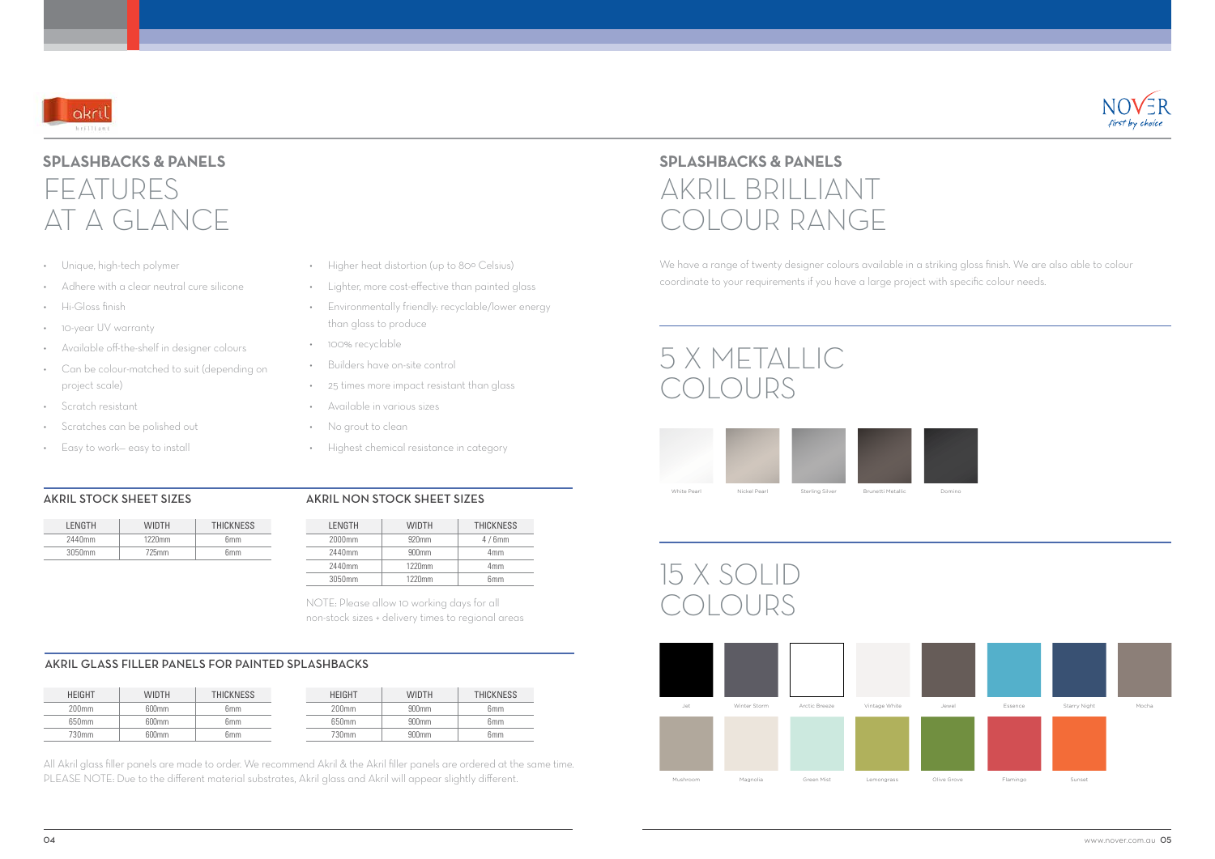## SPLASHBACKS & PANELS

# FEATURES AT A GLANCE

- Unique, high-tech polymer
- Adhere with a clear neutral cure silicone
- Hi-Gloss finish
- 10-year UV warranty
- Available off-the-shelf in designer colours
- Can be colour-matched to suit (depending on project scale)
- Scratch resistant
- Scratches can be polished out
- Easy to work– easy to install
- Higher heat distortion (up to 80º Celsius)
- Lighter, more cost-effective than painted glass
- Environmentally friendly: recyclable/lower energy than glass to produce
- 100% recyclable
- Builders have on-site control
- 25 times more impact resistant than glass
- Available in various sizes
- No grout to clean
- Highest chemical resistance in category

### AKRIL STOCK SHEET SIZES

| LENGTH | WIDTH | THICKNESS |
|---|---|---|
| 2440mm | 1220mm | 6mm |
| 3050mm | 725mm | 6mm |

### AKRIL NON STOCK SHEET SIZES

| LENGTH | WIDTH | THICKNESS |
|---|---|---|
| 2000mm | 920mm | 4 / 6mm |
| 2440mm | 900mm | 4mm |
| 2440mm | 1220mm | 4mm |
| 3050mm | 1220mm | 6mm |

NOTE: Please allow 10 working days for all non-stock sizes + delivery times to regional areas

### AKRIL GLASS FILLER PANELS FOR PAINTED SPLASHBACKS

| HEIGHT | WIDTH | THICKNESS |
|---|---|---|
| 200mm | 600mm | 6mm |
| 650mm | 600mm | 6mm |
| 730mm | 600mm | 6mm |

| HEIGHT | WIDTH | THICKNESS |
|---|---|---|
| 200mm | 900mm | 6mm |
| 650mm | 900mm | 6mm |
| 730mm | 900mm | 6mm |

All Akril glass filler panels are made to order. We recommend Akril & the Akril filler panels are ordered at the same time. PLEASE NOTE: Due to the different material substrates, Akril glass and Akril will appear slightly different.

## SPLASHBACKS & PANELS

# AKRIL BRILLIANT COLOUR RANGE

We have a range of twenty designer colours available in a striking glass finish. We are also able to colour coordinate to your requirements if you have a large project with specific colour needs.

## 5 X METALLIC COLOURS

White Pearl, Nickel Pearl, Sterling Silver, Brunetti Metallic, Domino

## 15 X SOLID COLOURS

Jet, Winter Storm, Arctic Breeze, Vintage White, Jewel, Essence, Starry Night, Mocha

Mushroom, Magnolia, Green Mist, Lemongrass, Olive Grove, Flamingo, Sunset

www.nover.com.au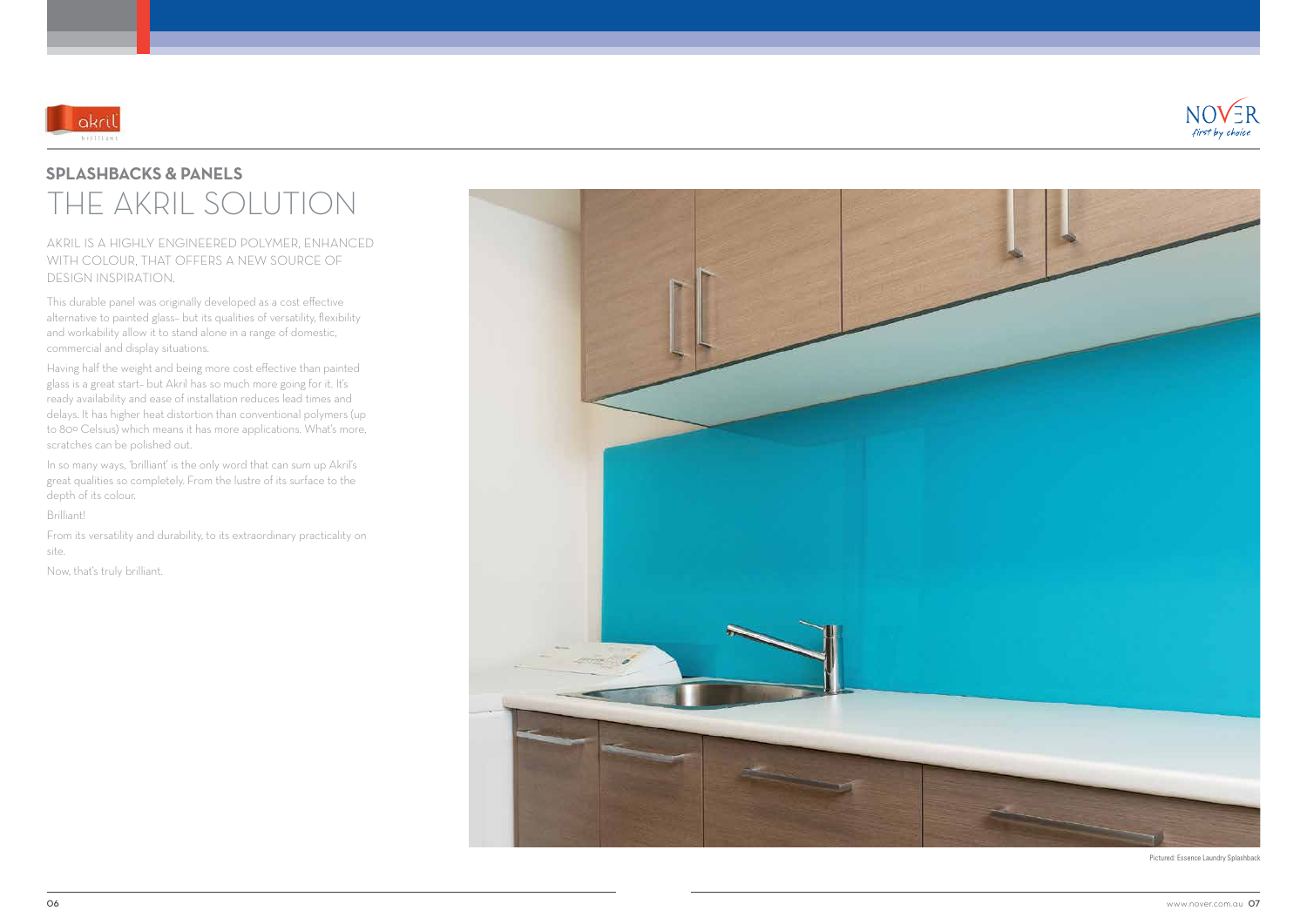## SPLASHBACKS & PANELS

# THE AKRIL SOLUTION

AKRIL IS A HIGHLY ENGINEERED POLYMER, ENHANCED WITH COLOUR, THAT OFFERS A NEW SOURCE OF DESIGN INSPIRATION.

This durable panel was originally developed as a cost effective alternative to painted glass– but its qualities of versatility, flexibility and workability allow it to stand alone in a range of domestic, commercial and display situations.

Having half the weight and being more cost effective than painted glass is a great start– but Akril has so much more going for it. It's ready availability and ease of installation reduces lead times and delays. It has higher heat distortion than conventional polymers (up to 80º Celsius) which means it has more applications. What's more, scratches can be polished out.

In so many ways, 'brilliant' is the only word that can sum up Akril's great qualities so completely. From the lustre of its surface to the depth of its colour.

Brilliant!

From its versatility and durability, to its extraordinary practicality on site.

Now, that's truly brilliant.

Pictured: Essence Laundry Splashback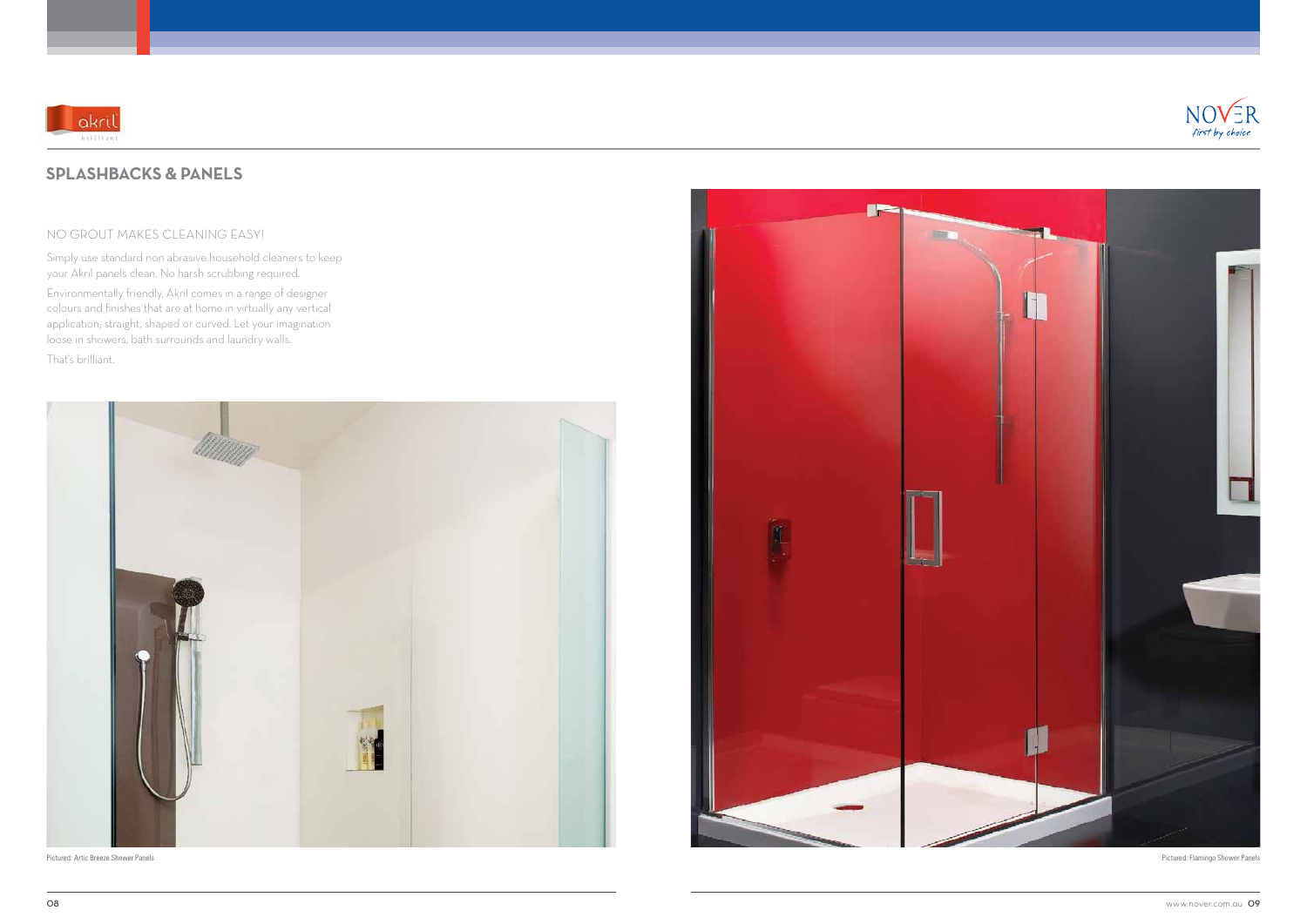## SPLASHBACKS & PANELS

NO GROUT MAKES CLEANING EASY!

Simply use standard non abrasive household cleaners to keep your Akril panels clean. No harsh scrubbing required.

Environmentally friendly, Akril comes in a range of designer colours and finishes that are at home in virtually any vertical application; straight, shaped or curved. Let your imagination loose in showers, bath surrounds and laundry walls.

That's brilliant.

Pictured: Artic Breeze Shower Panels

Pictured: Flamingo Shower Panels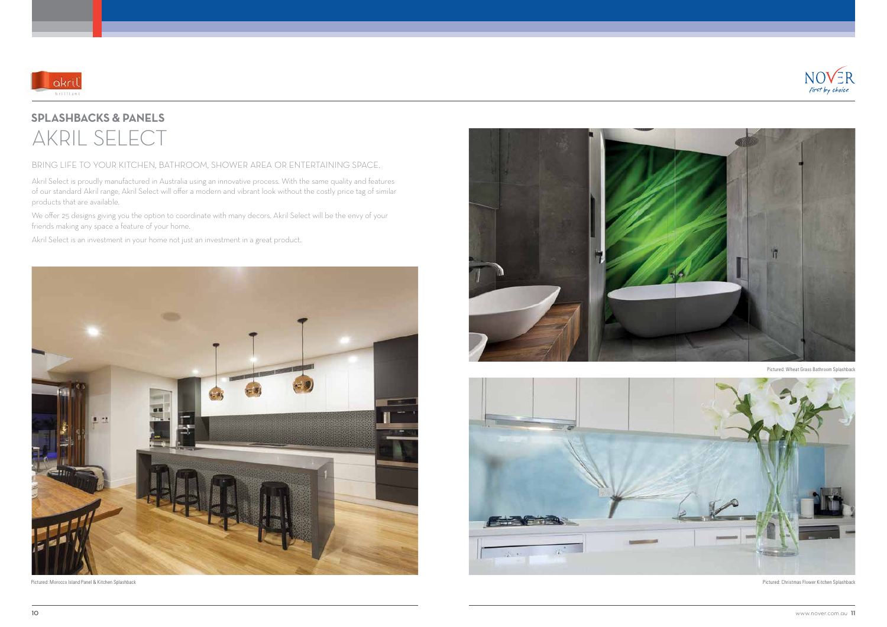## SPLASHBACKS & PANELS

# AKRIL SELECT

BRING LIFE TO YOUR KITCHEN, BATHROOM, SHOWER AREA OR ENTERTAINING SPACE.

Akril Select is proudly manufactured in Australia using an innovative process. With the same quality and features of our standard Akril range, Akril Select will offer a modern and vibrant look without the costly price tag of similar products that are available.

We offer 25 designs giving you the option to coordinate with many decors. Akril Select will be the envy of your friends making any space a feature of your home.

Akril Select is an investment in your home not just an investment in a great product.

Pictured: Morocco Island Panel & Kitchen Splashback

Pictured: Wheat Grass Bathroom Splashback

Pictured: Christmas Flower Kitchen Splashback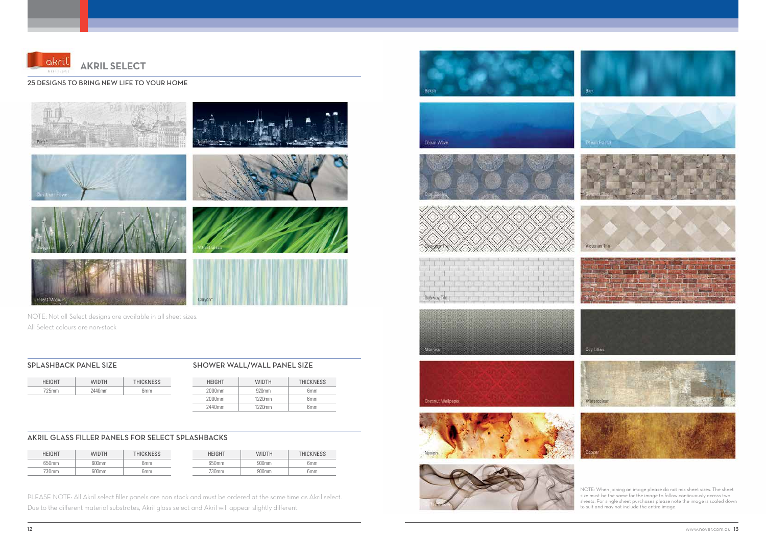## AKRIL SELECT

### 25 DESIGNS TO BRING NEW LIFE TO YOUR HOME

Paris*

Manhattan

Christmas Flower

Dandelion Drops

Bluegrass

Wheat Grass

Forest Magic

Crayon*

NOTE: Not all Select designs are available in all sheet sizes.
All Select colours are non-stock

Bokeh

Blur

Ocean Wave

Ocean Fractal

Crop Circles

Leather Block

Geometric Tile

Victorian Tile

Subway Tile

Redbrick

Morocco

Coy Lillies

Chesnut Wallpaper

Watercolour

Nexon

Copper

Cosmic Smoke

NOTE: When joining an image please do not mix sheet sizes. The sheet size must be the same for the image to follow continuously across two sheets. For single sheet purchases please note the image is scaled down to suit and may not include the entire image.

### SPLASHBACK PANEL SIZE

| HEIGHT | WIDTH | THICKNESS |
|---|---|---|
| 725mm | 2440mm | 6mm |

### SHOWER WALL/WALL PANEL SIZE

| HEIGHT | WIDTH | THICKNESS |
|---|---|---|
| 2000mm | 920mm | 6mm |
| 2000mm | 1220mm | 6mm |
| 2440mm | 1220mm | 6mm |

### AKRIL GLASS FILLER PANELS FOR SELECT SPLASHBACKS

| HEIGHT | WIDTH | THICKNESS |
|---|---|---|
| 650mm | 600mm | 6mm |
| 730mm | 600mm | 6mm |

| HEIGHT | WIDTH | THICKNESS |
|---|---|---|
| 650mm | 900mm | 6mm |
| 730mm | 900mm | 6mm |

PLEASE NOTE: All Akril select filler panels are non stock and must be ordered at the same time as Akril select.
Due to the different material substrates, Akril glass select and Akril will appear slightly different.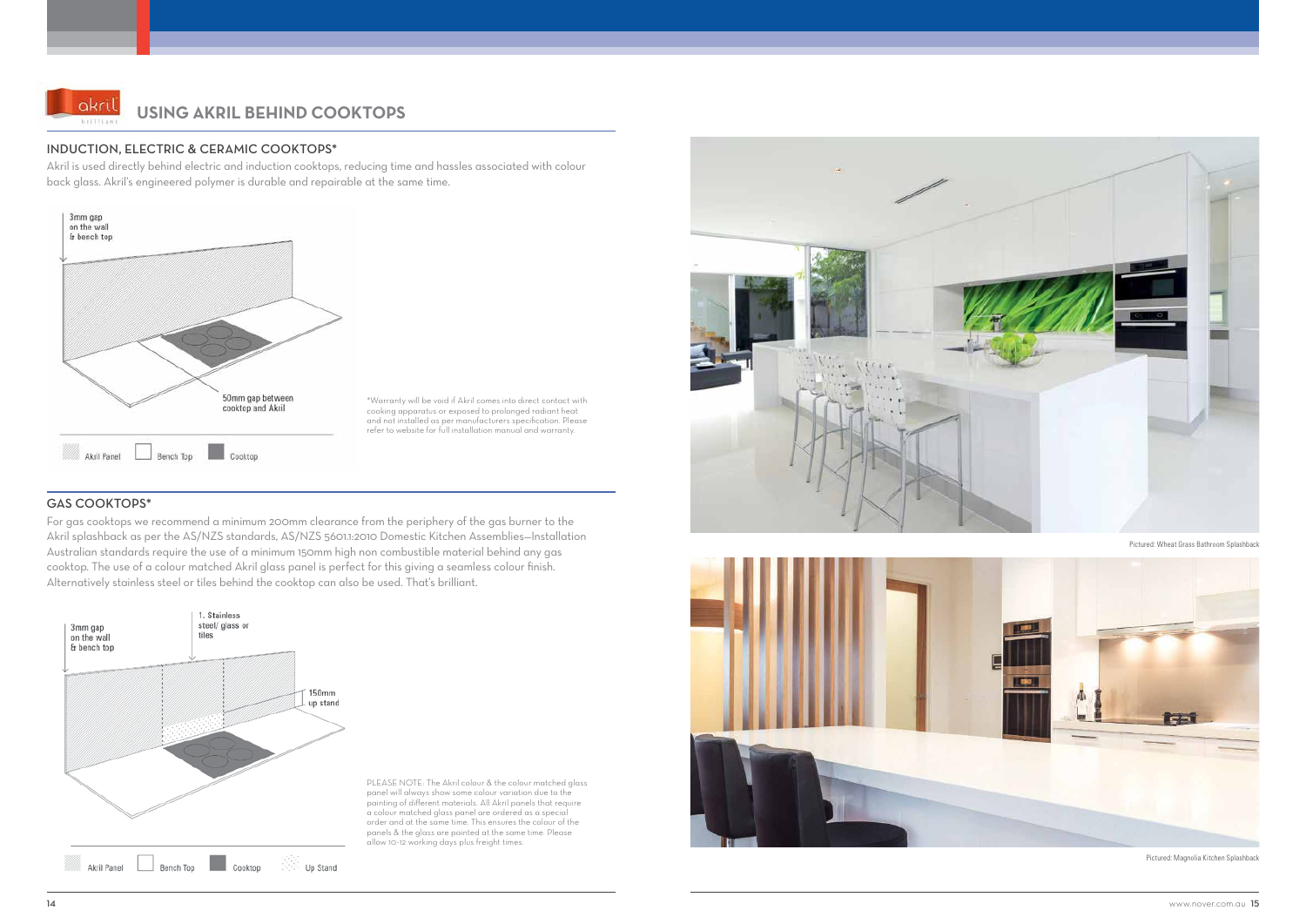## USING AKRIL BEHIND COOKTOPS

### INDUCTION, ELECTRIC & CERAMIC COOKTOPS*

Akril is used directly behind electric and induction cooktops, reducing time and hassles associated with colour back glass. Akril's engineered polymer is durable and repairable at the same time.

3mm gap on the wall & bench top

50mm gap between cooktop and Akril

Akril Panel   Bench Top   Cooktop

*Warranty will be void if Akril comes into direct contact with cooking apparatus or exposed to prolonged radiant heat and not installed as per manufacturers specification. Please refer to website for full installation manual and warranty.

### GAS COOKTOPS*

For gas cooktops we recommend a minimum 200mm clearance from the periphery of the gas burner to the Akril splashback as per the AS/NZS standards, AS/NZS 5601.1:2010 Domestic Kitchen Assemblies—Installation Australian standards require the use of a minimum 150mm high non combustible material behind any gas cooktop. The use of a colour matched Akril glass panel is perfect for this giving a seamless colour finish. Alternatively stainless steel or tiles behind the cooktop can also be used. That's brilliant.

3mm gap on the wall & bench top

1. Stainless steel/ glass or tiles

150mm up stand

Akril Panel   Bench Top   Cooktop   Up Stand

PLEASE NOTE: The Akril colour & the colour matched glass panel will always show some colour variation due to the painting of different materials. All Akril panels that require a colour matched glass panel are ordered as a special order and at the same time. This ensures the colour of the panels & the glass are painted at the same time. Please allow 10-12 working days plus freight times.

Pictured: Wheat Grass Bathroom Splashback

Pictured: Magnolia Kitchen Splashback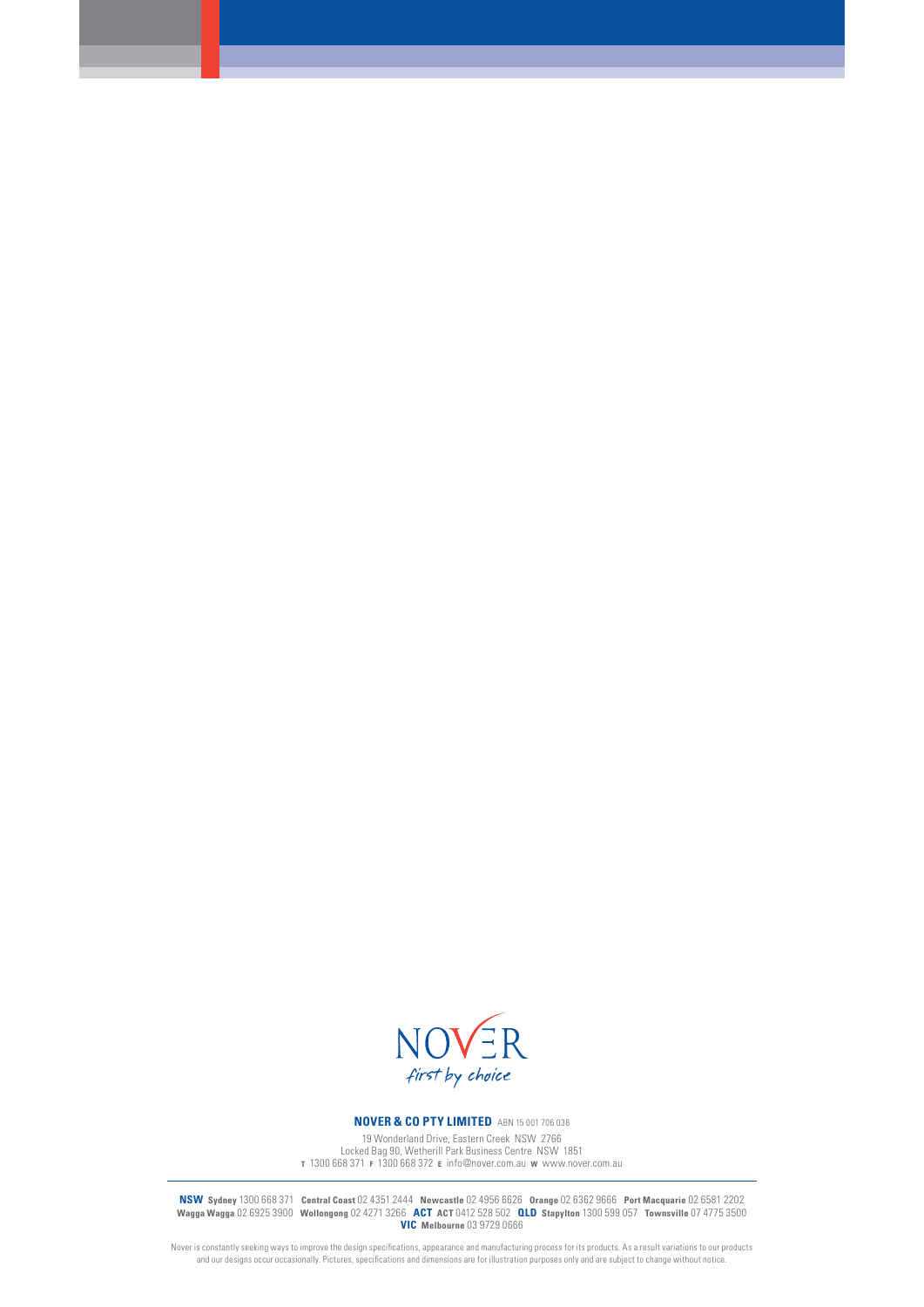NOVER

*first by choice*

**NOVER & CO PTY LIMITED** ABN 15 001 706 038

19 Wonderland Drive, Eastern Creek NSW 2766
Locked Bag 90, Wetherill Park Business Centre NSW 1851
**T** 1300 668 371 **F** 1300 668 372 **E** info@nover.com.au **W** www.nover.com.au

**NSW** **Sydney** 1300 668 371 **Central Coast** 02 4351 2444 **Newcastle** 02 4956 6626 **Orange** 02 6362 9666 **Port Macquarie** 02 6581 2202
**Wagga Wagga** 02 6925 3900 **Wollongong** 02 4271 3266 **ACT** **ACT** 0412 528 502 **QLD** **Stapylton** 1300 599 057 **Townsville** 07 4775 3500
**VIC** **Melbourne** 03 9729 0666

Nover is constantly seeking ways to improve the design specifications, appearance and manufacturing process for its products. As a result variations to our products and our designs occur occasionally. Pictures, specifications and dimensions are for illustration purposes only and are subject to change without notice.